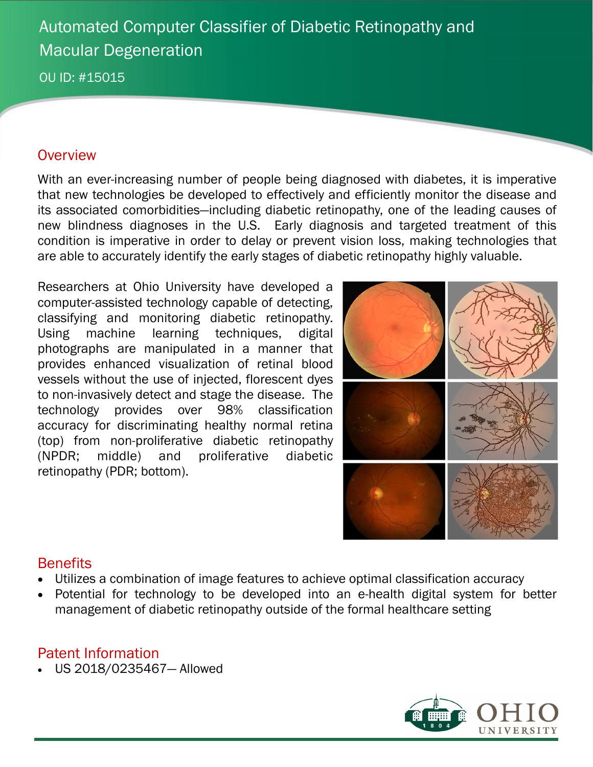# Automated Computer Classifier of Diabetic Retinopathy and Macular Degeneration

OU ID: #15015

## Overview

With an ever-increasing number of people being diagnosed with diabetes, it is imperative that new technologies be developed to effectively and efficiently monitor the disease and its associated comorbidities—including diabetic retinopathy, one of the leading causes of new blindness diagnoses in the U.S. Early diagnosis and targeted treatment of this condition is imperative in order to delay or prevent vision loss, making technologies that are able to accurately identify the early stages of diabetic retinopathy highly valuable.

Researchers at Ohio University have developed a computer-assisted technology capable of detecting, classifying and monitoring diabetic retinopathy. Using machine learning techniques, digital photographs are manipulated in a manner that provides enhanced visualization of retinal blood vessels without the use of injected, florescent dyes to non-invasively detect and stage the disease. The technology provides over 98% classification accuracy for discriminating healthy normal retina (top) from non-proliferative diabetic retinopathy (NPDR; middle) and proliferative diabetic retinopathy (PDR; bottom).

## Benefits

- Utilizes a combination of image features to achieve optimal classification accuracy
- Potential for technology to be developed into an e-health digital system for better management of diabetic retinopathy outside of the formal healthcare setting

## Patent Information

- US 2018/0235467— Allowed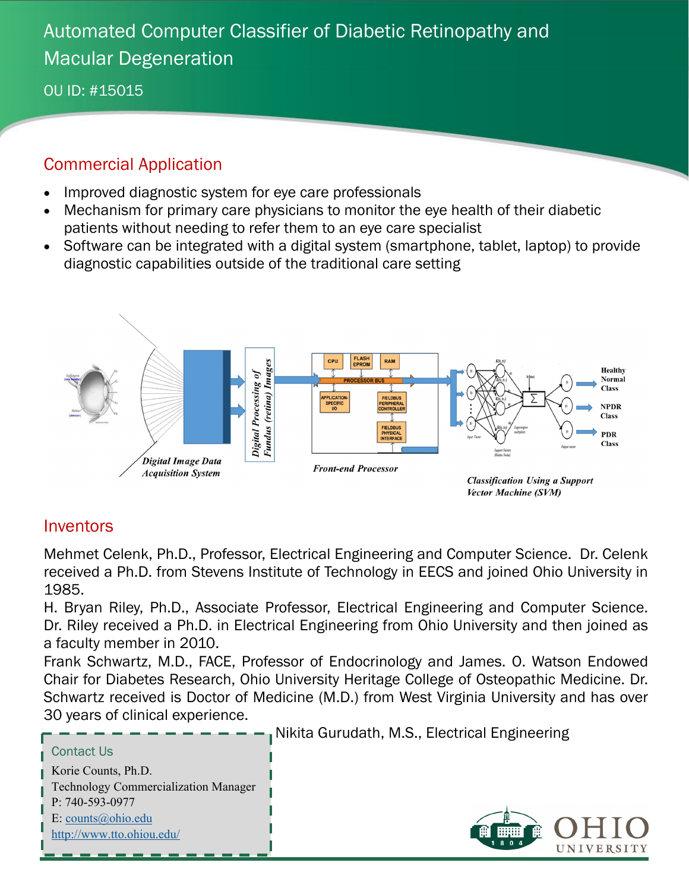// Automated Computer Classifier of Diabetic Retinopathy and Macular Degeneration

OU ID: #15015

## Commercial Application

- Improved diagnostic system for eye care professionals
- Mechanism for primary care physicians to monitor the eye health of their diabetic patients without needing to refer them to an eye care specialist
- Software can be integrated with a digital system (smartphone, tablet, laptop) to provide diagnostic capabilities outside of the traditional care setting

*Digital Image Data Acquisition System*

*Digital Processing of Fundus (retina) Images*

*Front-end Processor*

*Classification Using a Support Vector Machine (SVM)*

Healthy Normal Class

NPDR Class

PDR Class

## Inventors

Mehmet Celenk, Ph.D., Professor, Electrical Engineering and Computer Science. Dr. Celenk received a Ph.D. from Stevens Institute of Technology in EECS and joined Ohio University in 1985.

H. Bryan Riley, Ph.D., Associate Professor, Electrical Engineering and Computer Science. Dr. Riley received a Ph.D. in Electrical Engineering from Ohio University and then joined as a faculty member in 2010.

Frank Schwartz, M.D., FACE, Professor of Endocrinology and James. O. Watson Endowed Chair for Diabetes Research, Ohio University Heritage College of Osteopathic Medicine. Dr. Schwartz received is Doctor of Medicine (M.D.) from West Virginia University and has over 30 years of clinical experience.

Nikita Gurudath, M.S., Electrical Engineering

### Contact Us

Korie Counts, Ph.D.
Technology Commercialization Manager
P: 740-593-0977
E: counts@ohio.edu
http://www.tto.ohiou.edu/

OHIO UNIVERSITY